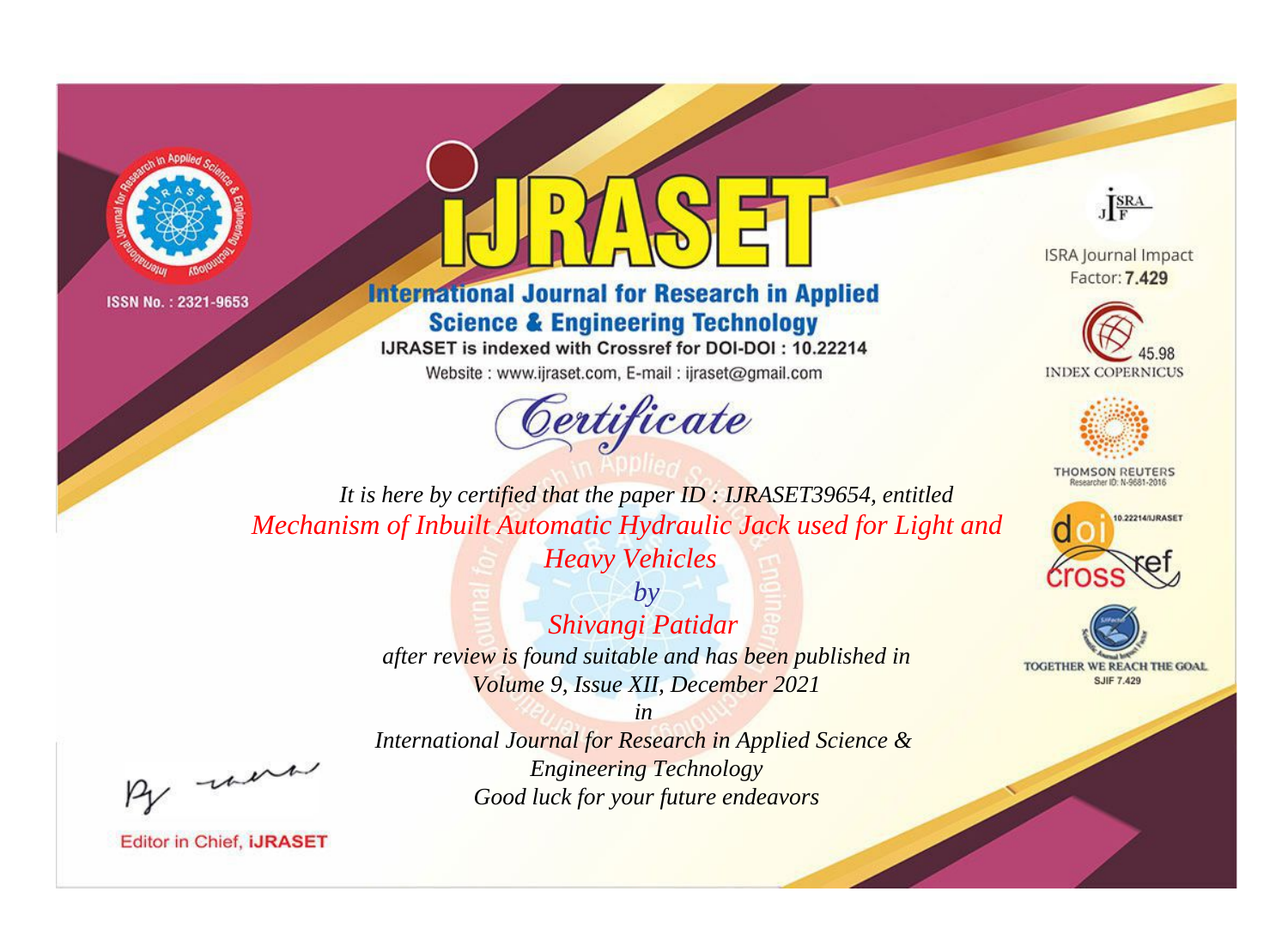ISSN No. : 2321-9653

# IJRASET

## International Journal for Research in Applied Science & Engineering Technology

IJRASET is indexed with Crossref for DOI-DOI : 10.22214

Website : www.ijraset.com, E-mail : ijraset@gmail.com

ISRA Journal Impact Factor: **7.429**

45.98 INDEX COPERNICUS

THOMSON REUTERS Researcher ID: N-9681-2016

10.22214/IJRASET

TOGETHER WE REACH THE GOAL SJIF 7.429

# *Certificate*

*It is here by certified that the paper ID : IJRASET39654, entitled*

*Mechanism of Inbuilt Automatic Hydraulic Jack used for Light and Heavy Vehicles*

*by*

*Shivangi Patidar*

*after review is found suitable and has been published in*

*Volume 9, Issue XII, December 2021*

*in*

*International Journal for Research in Applied Science & Engineering Technology*

*Good luck for your future endeavors*

Editor in Chief, **IJRASET**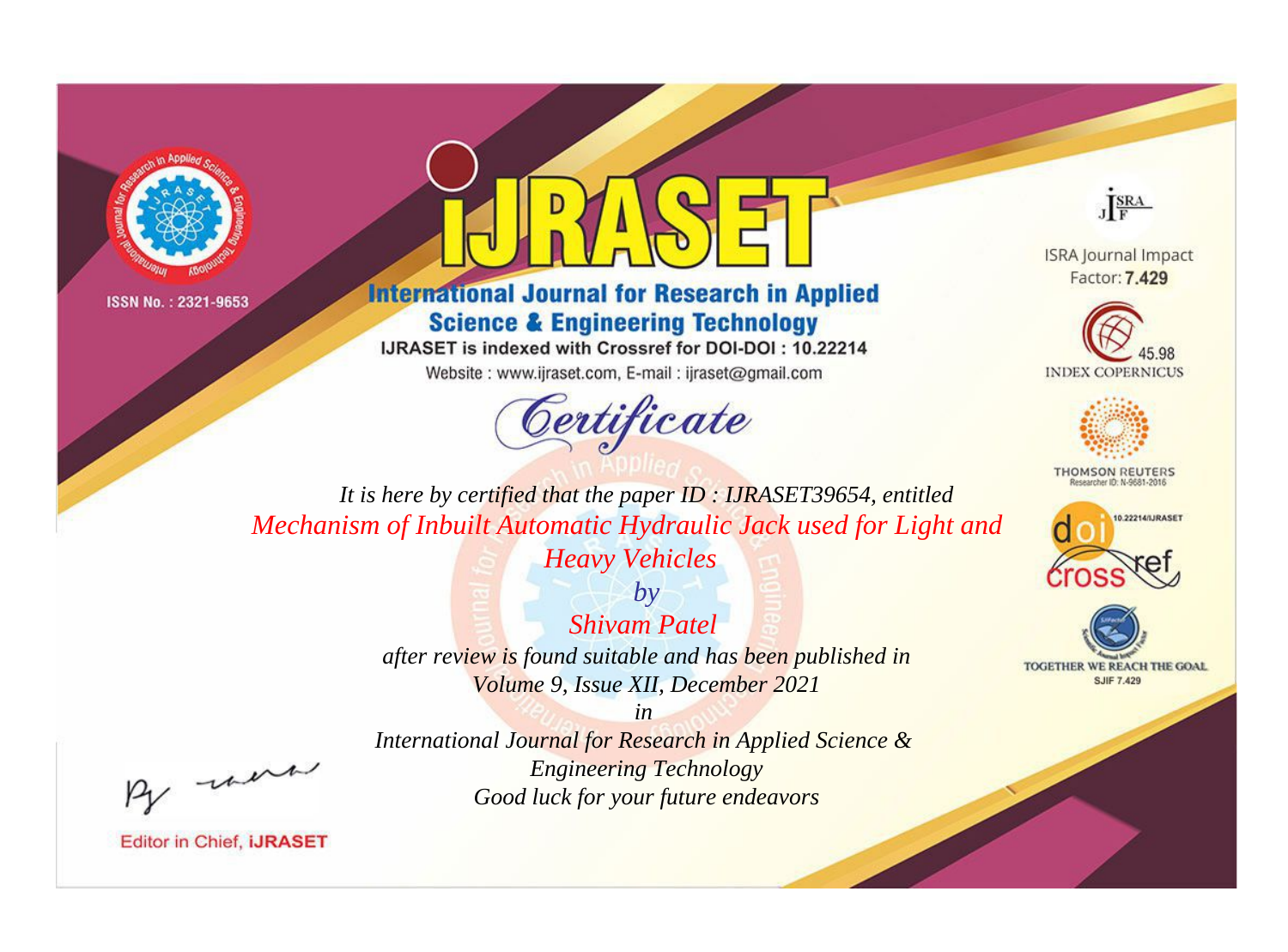ISSN No. : 2321-9653

# IJRASET

## International Journal for Research in Applied Science & Engineering Technology

IJRASET is indexed with Crossref for DOI-DOI : 10.22214

Website : www.ijraset.com, E-mail : ijraset@gmail.com

ISRA Journal Impact Factor: **7.429**

45.98 INDEX COPERNICUS

THOMSON REUTERS Researcher ID: N-9681-2016

10.22214/IJRASET

TOGETHER WE REACH THE GOAL SJIF 7.429

*Certificate*

*It is here by certified that the paper ID : IJRASET39654, entitled*

*Mechanism of Inbuilt Automatic Hydraulic Jack used for Light and Heavy Vehicles*

*by*

*Shivam Patel*

*after review is found suitable and has been published in Volume 9, Issue XII, December 2021*

*in*

*International Journal for Research in Applied Science & Engineering Technology*

*Good luck for your future endeavors*

Editor in Chief, **IJRASET**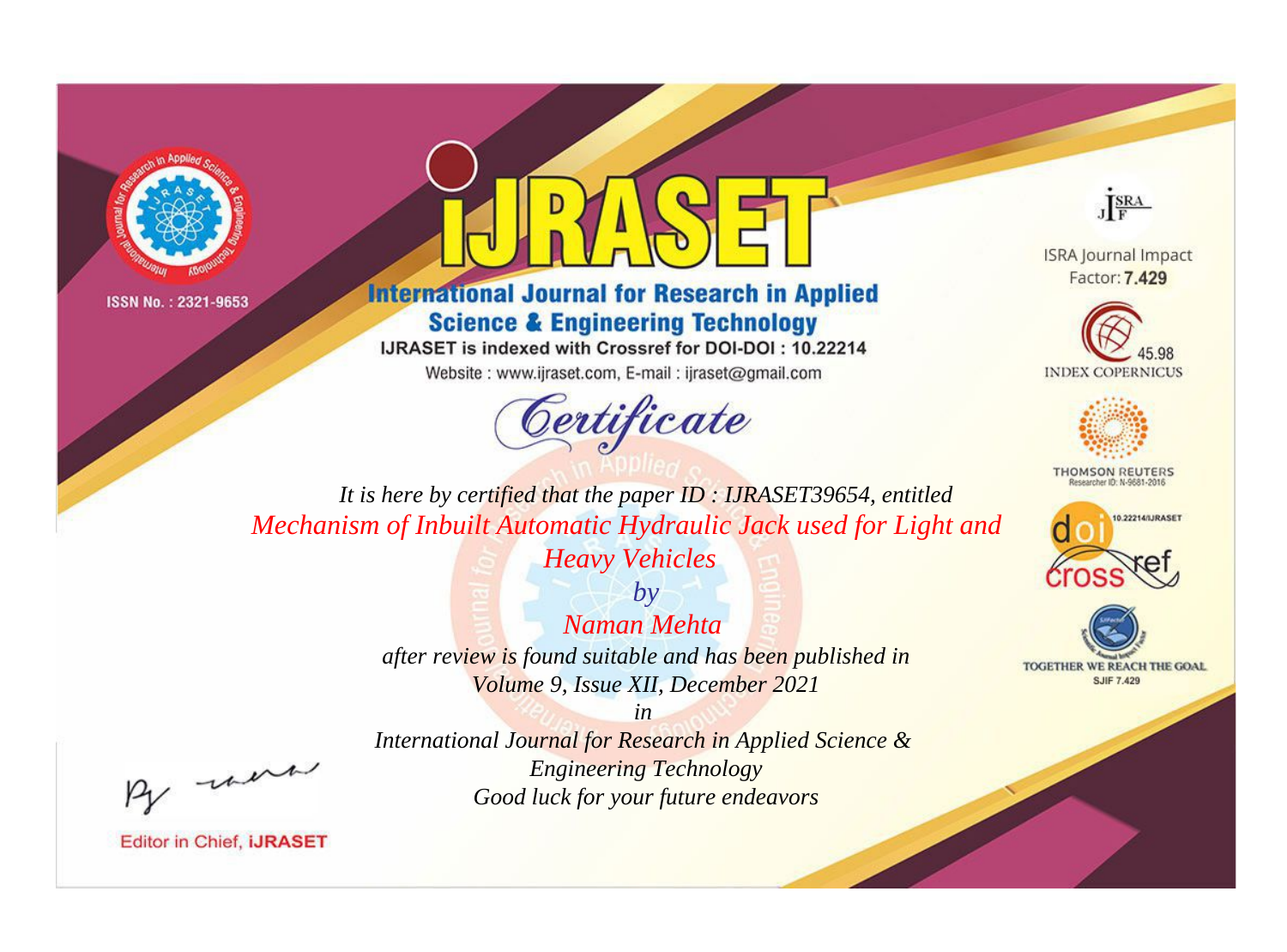ISSN No. : 2321-9653

# iJRASET

## International Journal for Research in Applied Science & Engineering Technology

IJRASET is indexed with Crossref for DOI-DOI : 10.22214

Website : www.ijraset.com, E-mail : ijraset@gmail.com

ISRA Journal Impact Factor: **7.429**

45.98 INDEX COPERNICUS

THOMSON REUTERS Researcher ID: N-9681-2016

10.22214/IJRASET

TOGETHER WE REACH THE GOAL SJIF 7.429

# *Certificate*

*It is here by certified that the paper ID : IJRASET39654, entitled*

*Mechanism of Inbuilt Automatic Hydraulic Jack used for Light and Heavy Vehicles*

*by*

*Naman Mehta*

*after review is found suitable and has been published in*

*Volume 9, Issue XII, December 2021*

*in*

*International Journal for Research in Applied Science & Engineering Technology*

*Good luck for your future endeavors*

Editor in Chief, **iJRASET**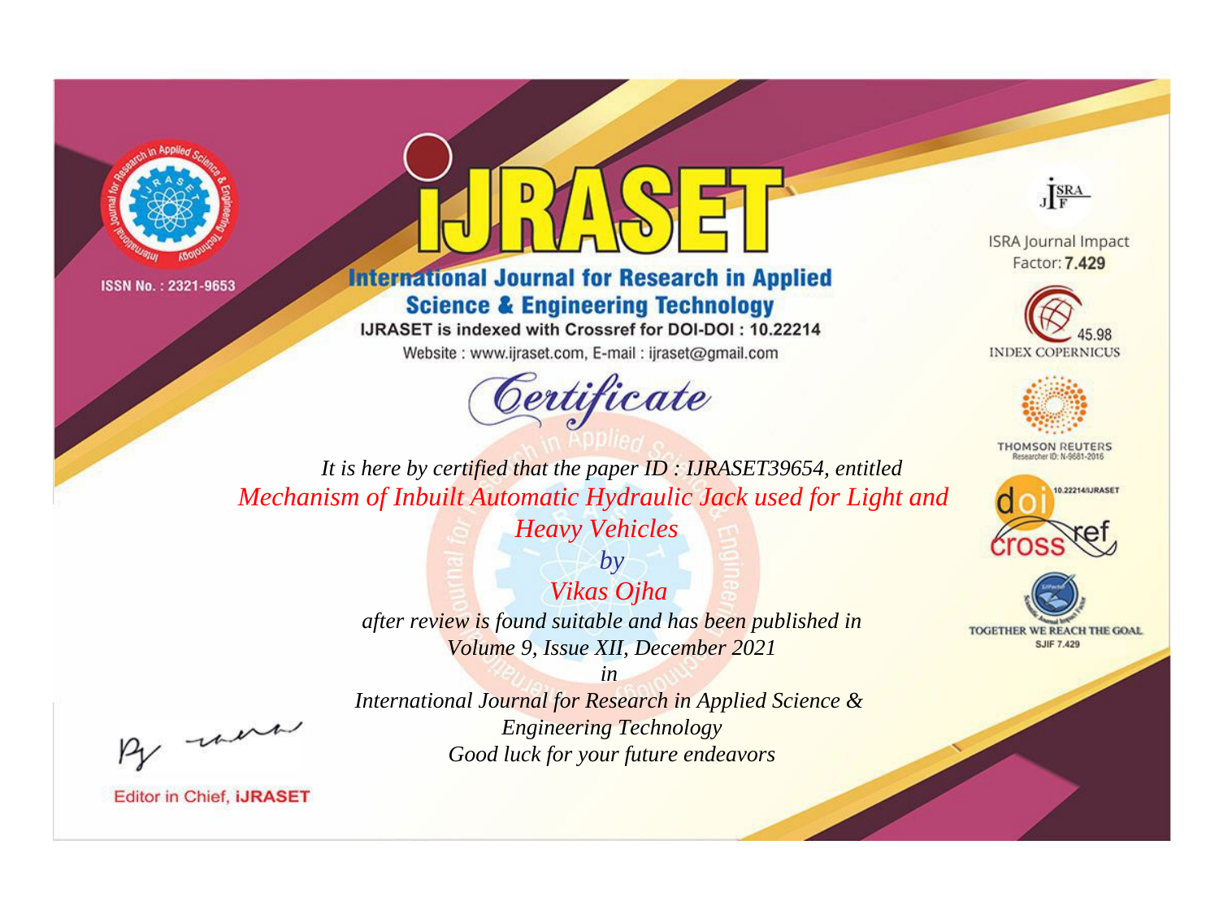ISSN No. : 2321-9653

# iJRASET

## International Journal for Research in Applied Science & Engineering Technology

IJRASET is indexed with Crossref for DOI-DOI : 10.22214

Website : www.ijraset.com, E-mail : ijraset@gmail.com

ISRA Journal Impact Factor: **7.429**

45.98 INDEX COPERNICUS

THOMSON REUTERS Researcher ID: N-9681-2016

10.22214/IJRASET

TOGETHER WE REACH THE GOAL SJIF 7.429

# *Certificate*

*It is here by certified that the paper ID : IJRASET39654, entitled*

*Mechanism of Inbuilt Automatic Hydraulic Jack used for Light and Heavy Vehicles*

*by*

*Vikas Ojha*

*after review is found suitable and has been published in*

*Volume 9, Issue XII, December 2021*

*in*

*International Journal for Research in Applied Science & Engineering Technology*

*Good luck for your future endeavors*

Editor in Chief, **iJRASET**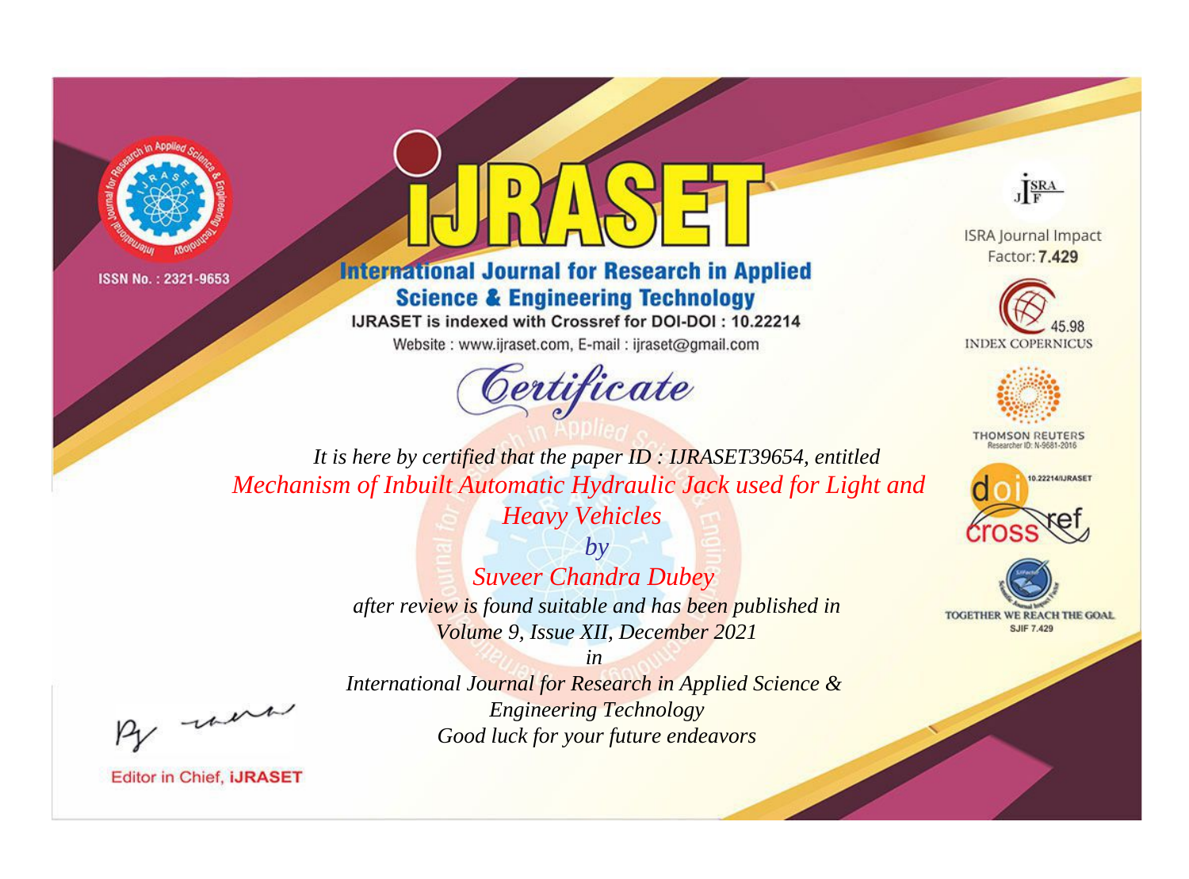ISSN No. : 2321-9653

# iJRASET

## International Journal for Research in Applied Science & Engineering Technology

IJRASET is indexed with Crossref for DOI-DOI : 10.22214

Website : www.ijraset.com, E-mail : ijraset@gmail.com

*Certificate*

*It is here by certified that the paper ID : IJRASET39654, entitled*

*Mechanism of Inbuilt Automatic Hydraulic Jack used for Light and Heavy Vehicles*

*by*

*Suveer Chandra Dubey*

*after review is found suitable and has been published in*

*Volume 9, Issue XII, December 2021*

*in*

*International Journal for Research in Applied Science & Engineering Technology*

*Good luck for your future endeavors*

ISRA Journal Impact Factor: **7.429**

45.98 INDEX COPERNICUS

THOMSON REUTERS Researcher ID: N-9681-2016

10.22214/IJRASET

TOGETHER WE REACH THE GOAL SJIF 7.429

Editor in Chief, **iJRASET**